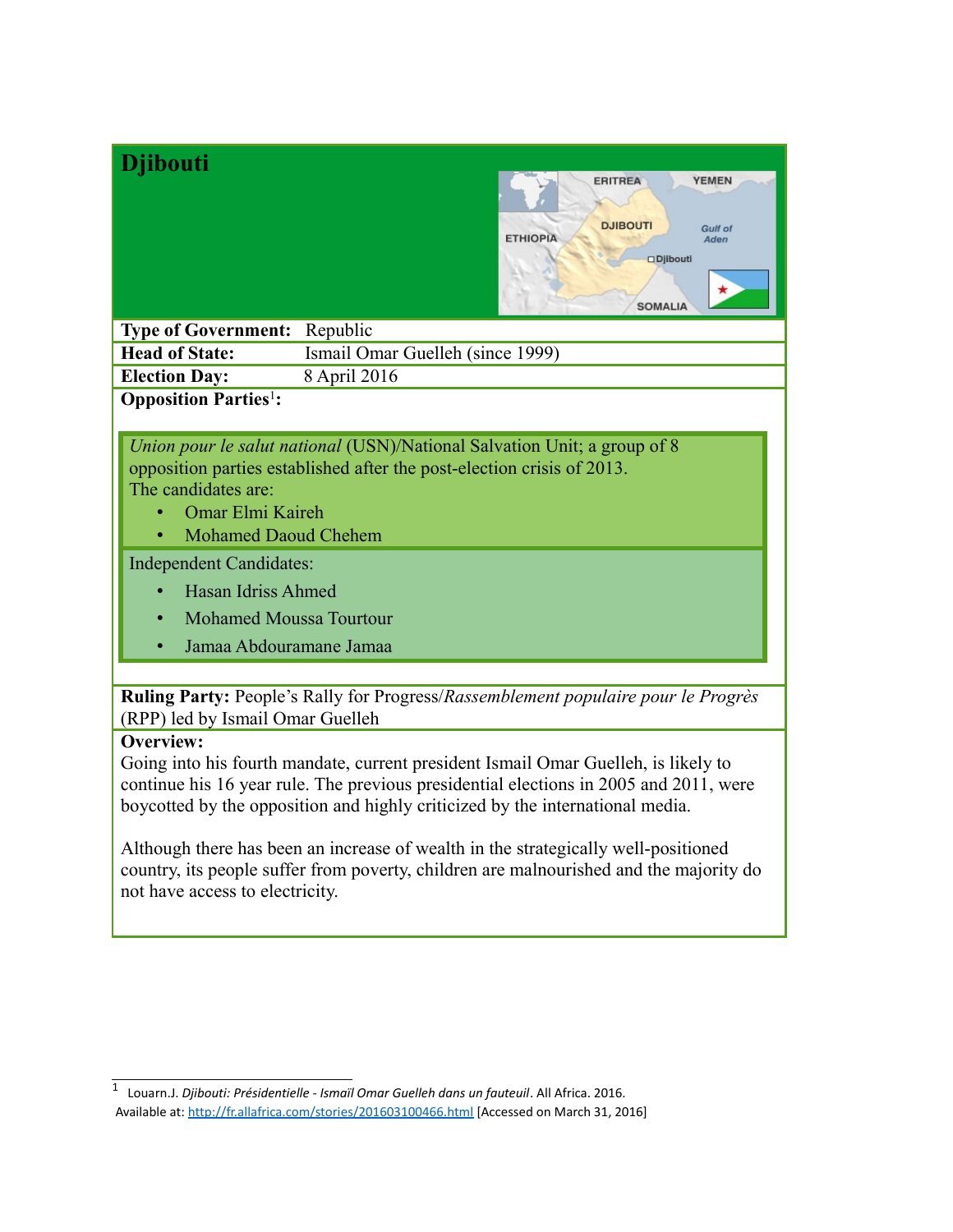# Djibouti

| | |
|---|---|
| **Type of Government:** | Republic |
| **Head of State:** | Ismail Omar Guelleh (since 1999) |
| **Election Day:** | 8 April 2016 |

**Opposition Parties**[1]**:**

*Union pour le salut national* (USN)/National Salvation Unit; a group of 8 opposition parties established after the post-election crisis of 2013.
The candidates are:

- Omar Elmi Kaireh
- Mohamed Daoud Chehem

Independent Candidates:

- Hasan Idriss Ahmed
- Mohamed Moussa Tourtour
- Jamaa Abdouramane Jamaa

**Ruling Party:** People's Rally for Progress/*Rassemblement populaire pour le Progrès* (RPP) led by Ismail Omar Guelleh

**Overview:**

Going into his fourth mandate, current president Ismail Omar Guelleh, is likely to continue his 16 year rule. The previous presidential elections in 2005 and 2011, were boycotted by the opposition and highly criticized by the international media.

Although there has been an increase of wealth in the strategically well-positioned country, its people suffer from poverty, children are malnourished and the majority do not have access to electricity.

---

[1] Louarn.J. *Djibouti: Présidentielle - Ismaïl Omar Guelleh dans un fauteuil*. All Africa. 2016. Available at: http://fr.allafrica.com/stories/201603100466.html [Accessed on March 31, 2016]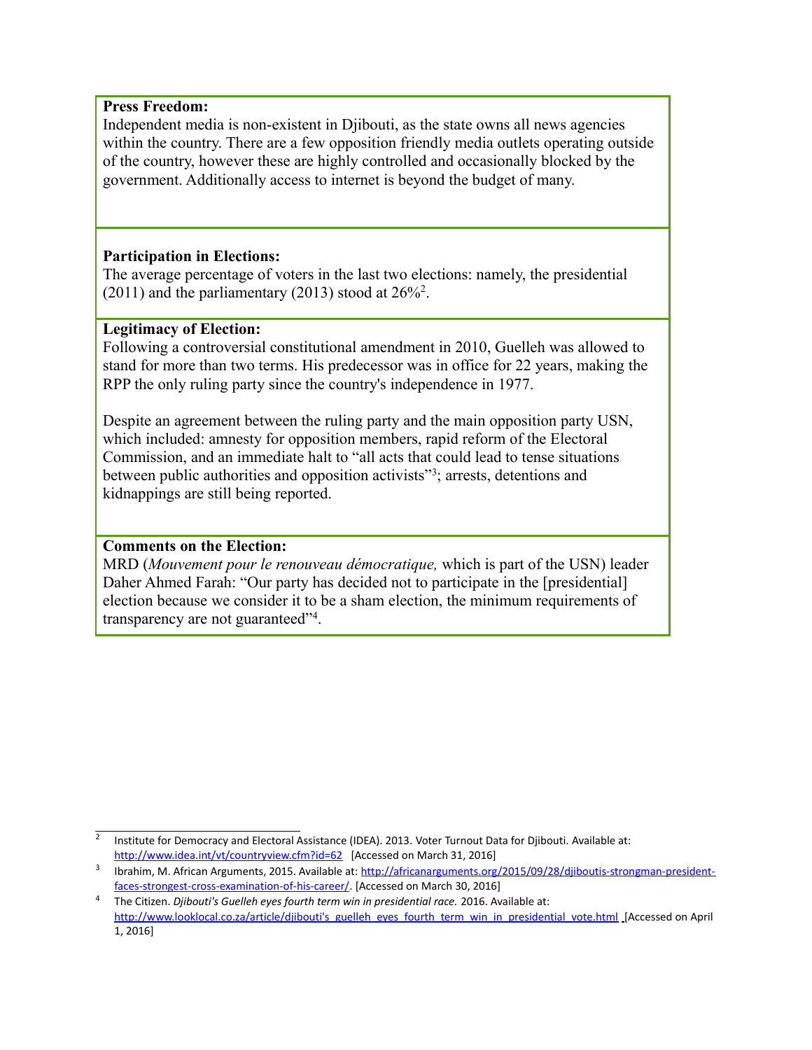**Press Freedom:**
Independent media is non-existent in Djibouti, as the state owns all news agencies within the country. There are a few opposition friendly media outlets operating outside of the country, however these are highly controlled and occasionally blocked by the government. Additionally access to internet is beyond the budget of many.

**Participation in Elections:**
The average percentage of voters in the last two elections: namely, the presidential (2011) and the parliamentary (2013) stood at 26%[2].

**Legitimacy of Election:**
Following a controversial constitutional amendment in 2010, Guelleh was allowed to stand for more than two terms. His predecessor was in office for 22 years, making the RPP the only ruling party since the country's independence in 1977.

Despite an agreement between the ruling party and the main opposition party USN, which included: amnesty for opposition members, rapid reform of the Electoral Commission, and an immediate halt to "all acts that could lead to tense situations between public authorities and opposition activists"[3]; arrests, detentions and kidnappings are still being reported.

**Comments on the Election:**
MRD (*Mouvement pour le renouveau démocratique,* which is part of the USN) leader Daher Ahmed Farah: "Our party has decided not to participate in the [presidential] election because we consider it to be a sham election, the minimum requirements of transparency are not guaranteed"[4].

---

2 Institute for Democracy and Electoral Assistance (IDEA). 2013. Voter Turnout Data for Djibouti. Available at: http://www.idea.int/vt/countryview.cfm?id=62 [Accessed on March 31, 2016]

3 Ibrahim, M. African Arguments, 2015. Available at: http://africanarguments.org/2015/09/28/djiboutis-strongman-president-faces-strongest-cross-examination-of-his-career/. [Accessed on March 30, 2016]

4 The Citizen. *Djibouti's Guelleh eyes fourth term win in presidential race.* 2016. Available at: http://www.looklocal.co.za/article/djibouti's_guelleh_eyes_fourth_term_win_in_presidential_vote.html [Accessed on April 1, 2016]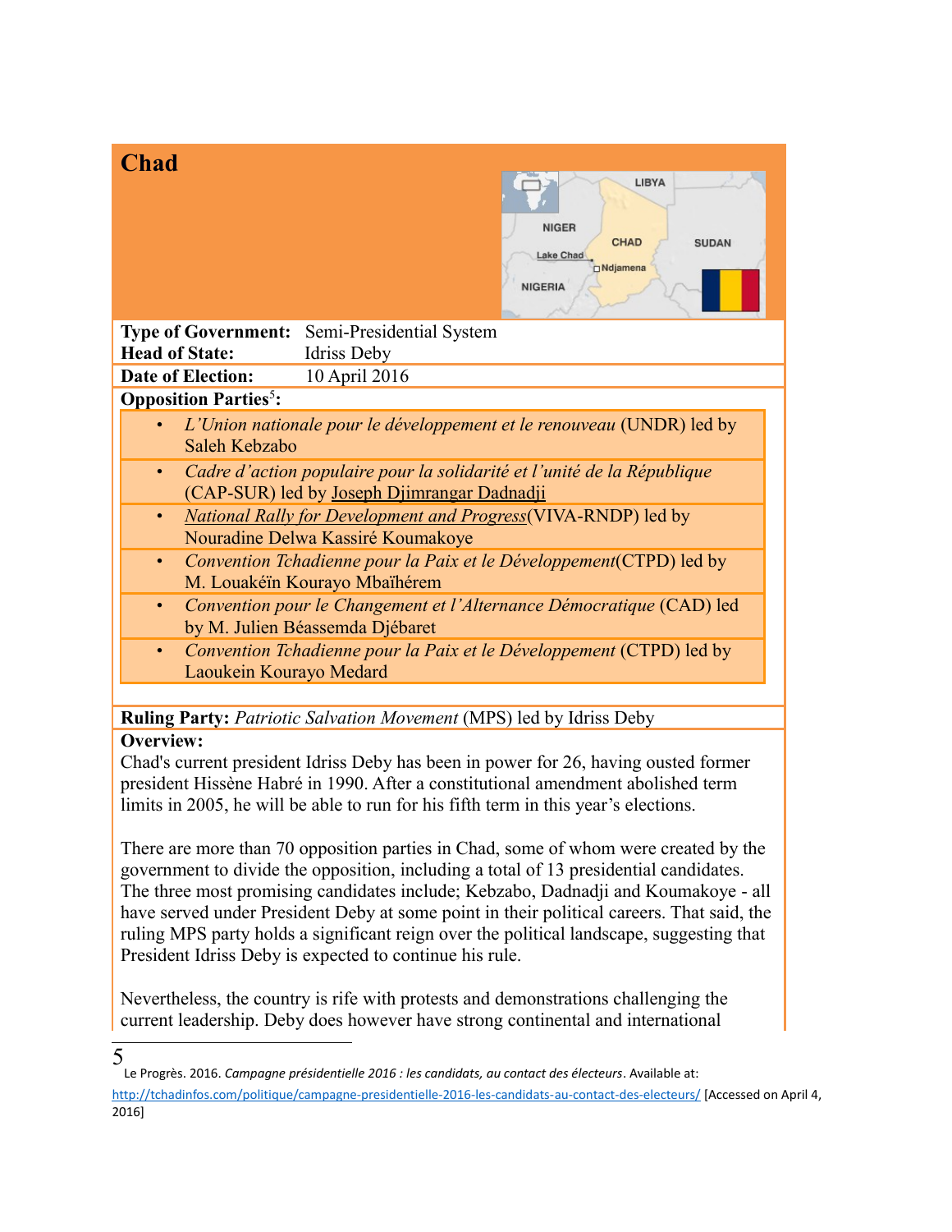# Chad

**Type of Government:** Semi-Presidential System
**Head of State:** Idriss Deby
**Date of Election:** 10 April 2016

**Opposition Parties[5]:**

- *L'Union nationale pour le développement et le renouveau* (UNDR) led by Saleh Kebzabo
- *Cadre d'action populaire pour la solidarité et l'unité de la République* (CAP-SUR) led by Joseph Djimrangar Dadnadji
- *National Rally for Development and Progress*(VIVA-RNDP) led by Nouradine Delwa Kassiré Koumakoye
- *Convention Tchadienne pour la Paix et le Développement*(CTPD) led by M. Louakéïn Kourayo Mbaïhérem
- *Convention pour le Changement et l'Alternance Démocratique* (CAD) led by M. Julien Béassemda Djébaret
- *Convention Tchadienne pour la Paix et le Développement* (CTPD) led by Laoukein Kourayo Medard

**Ruling Party:** *Patriotic Salvation Movement* (MPS) led by Idriss Deby

**Overview:**

Chad's current president Idriss Deby has been in power for 26, having ousted former president Hissène Habré in 1990. After a constitutional amendment abolished term limits in 2005, he will be able to run for his fifth term in this year's elections.

There are more than 70 opposition parties in Chad, some of whom were created by the government to divide the opposition, including a total of 13 presidential candidates. The three most promising candidates include; Kebzabo, Dadnadji and Koumakoye - all have served under President Deby at some point in their political careers. That said, the ruling MPS party holds a significant reign over the political landscape, suggesting that President Idriss Deby is expected to continue his rule.

Nevertheless, the country is rife with protests and demonstrations challenging the current leadership. Deby does however have strong continental and international

---

[5] Le Progrès. 2016. *Campagne présidentielle 2016 : les candidats, au contact des électeurs*. Available at: http://tchadinfos.com/politique/campagne-presidentielle-2016-les-candidats-au-contact-des-electeurs/ [Accessed on April 4, 2016]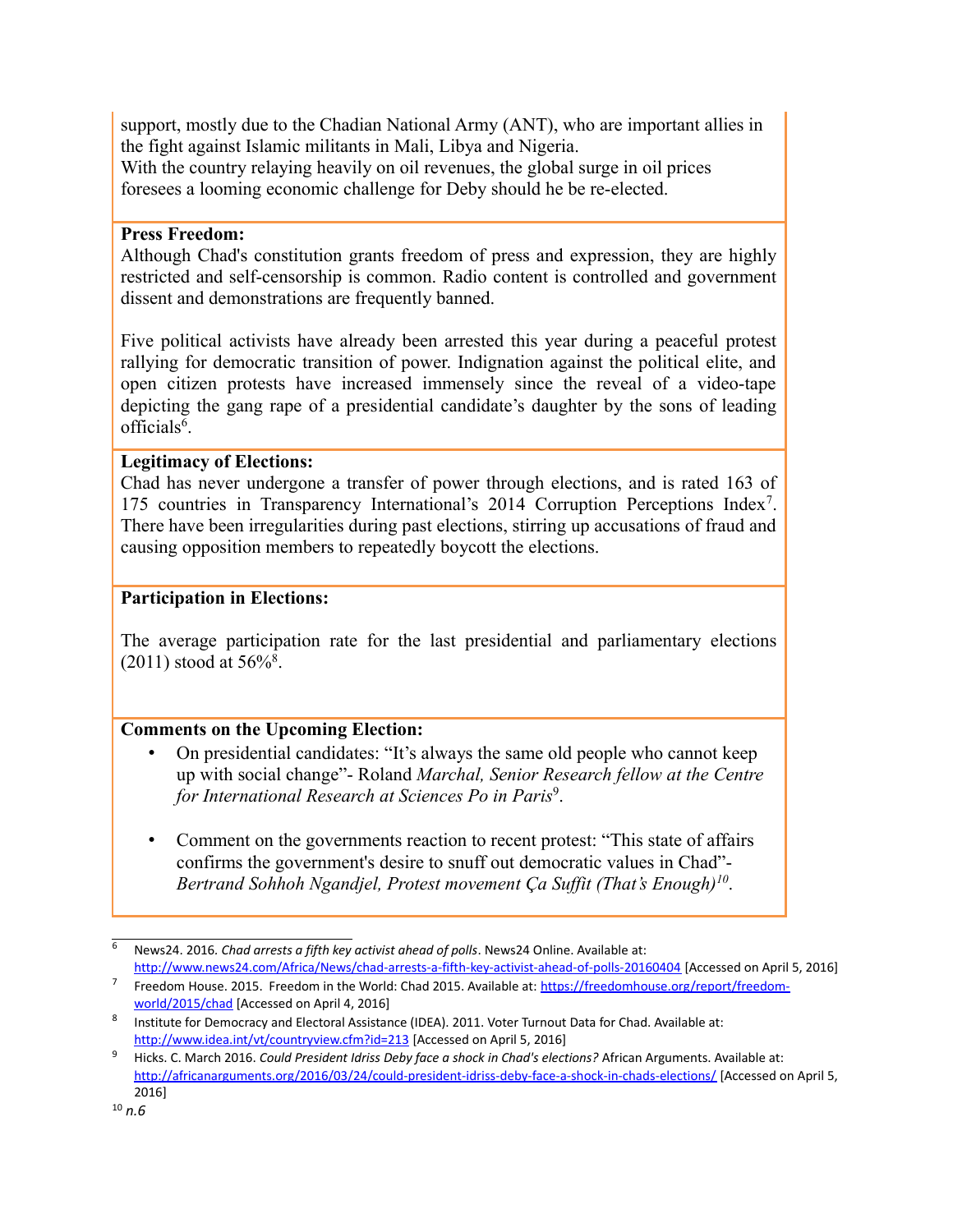support, mostly due to the Chadian National Army (ANT), who are important allies in the fight against Islamic militants in Mali, Libya and Nigeria.
With the country relaying heavily on oil revenues, the global surge in oil prices foresees a looming economic challenge for Deby should he be re-elected.

**Press Freedom:**
Although Chad's constitution grants freedom of press and expression, they are highly restricted and self-censorship is common. Radio content is controlled and government dissent and demonstrations are frequently banned.

Five political activists have already been arrested this year during a peaceful protest rallying for democratic transition of power. Indignation against the political elite, and open citizen protests have increased immensely since the reveal of a video-tape depicting the gang rape of a presidential candidate's daughter by the sons of leading officials[6].

**Legitimacy of Elections:**
Chad has never undergone a transfer of power through elections, and is rated 163 of 175 countries in Transparency International's 2014 Corruption Perceptions Index[7]. There have been irregularities during past elections, stirring up accusations of fraud and causing opposition members to repeatedly boycott the elections.

**Participation in Elections:**

The average participation rate for the last presidential and parliamentary elections (2011) stood at 56%[8].

**Comments on the Upcoming Election:**

- On presidential candidates: "It's always the same old people who cannot keep up with social change"- Roland *Marchal, Senior Research fellow at the Centre for International Research at Sciences Po in Paris*[9].

- Comment on the governments reaction to recent protest: "This state of affairs confirms the government's desire to snuff out democratic values in Chad"- *Bertrand Sohhoh Ngandjel, Protest movement Ça Suffit (That's Enough)*[10].

---

6 News24. 2016. *Chad arrests a fifth key activist ahead of polls*. News24 Online. Available at: http://www.news24.com/Africa/News/chad-arrests-a-fifth-key-activist-ahead-of-polls-20160404 [Accessed on April 5, 2016]

7 Freedom House. 2015. Freedom in the World: Chad 2015. Available at: https://freedomhouse.org/report/freedom-world/2015/chad [Accessed on April 4, 2016]

8 Institute for Democracy and Electoral Assistance (IDEA). 2011. Voter Turnout Data for Chad. Available at: http://www.idea.int/vt/countryview.cfm?id=213 [Accessed on April 5, 2016]

9 Hicks. C. March 2016. *Could President Idriss Deby face a shock in Chad's elections?* African Arguments. Available at: http://africanarguments.org/2016/03/24/could-president-idriss-deby-face-a-shock-in-chads-elections/ [Accessed on April 5, 2016]

10 *n.6*